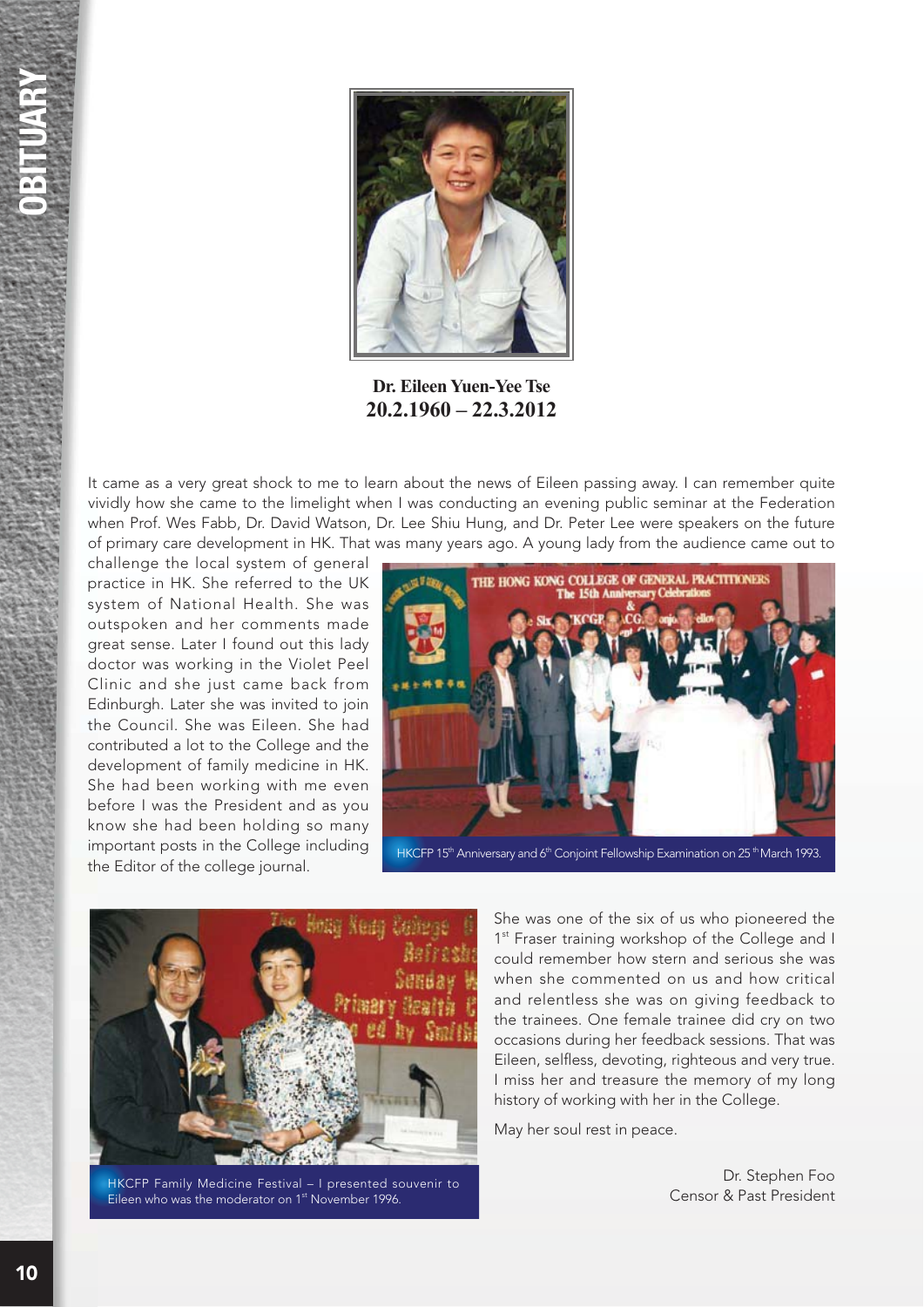# OBITUARY

**Dr. Eileen Yuen-Yee Tse**
**20.2.1960 – 22.3.2012**

It came as a very great shock to me to learn about the news of Eileen passing away. I can remember quite vividly how she came to the limelight when I was conducting an evening public seminar at the Federation when Prof. Wes Fabb, Dr. David Watson, Dr. Lee Shiu Hung, and Dr. Peter Lee were speakers on the future of primary care development in HK. That was many years ago. A young lady from the audience came out to challenge the local system of general practice in HK. She referred to the UK system of National Health. She was outspoken and her comments made great sense. Later I found out this lady doctor was working in the Violet Peel Clinic and she just came back from Edinburgh. Later she was invited to join the Council. She was Eileen. She had contributed a lot to the College and the development of family medicine in HK. She had been working with me even before I was the President and as you know she had been holding so many important posts in the College including the Editor of the college journal.

HKCFP 15th Anniversary and 6th Conjoint Fellowship Examination on 25th March 1993.

She was one of the six of us who pioneered the 1st Fraser training workshop of the College and I could remember how stern and serious she was when she commented on us and how critical and relentless she was on giving feedback to the trainees. One female trainee did cry on two occasions during her feedback sessions. That was Eileen, selfless, devoting, righteous and very true. I miss her and treasure the memory of my long history of working with her in the College.

May her soul rest in peace.

HKCFP Family Medicine Festival – I presented souvenir to Eileen who was the moderator on 1st November 1996.

Dr. Stephen Foo
Censor & Past President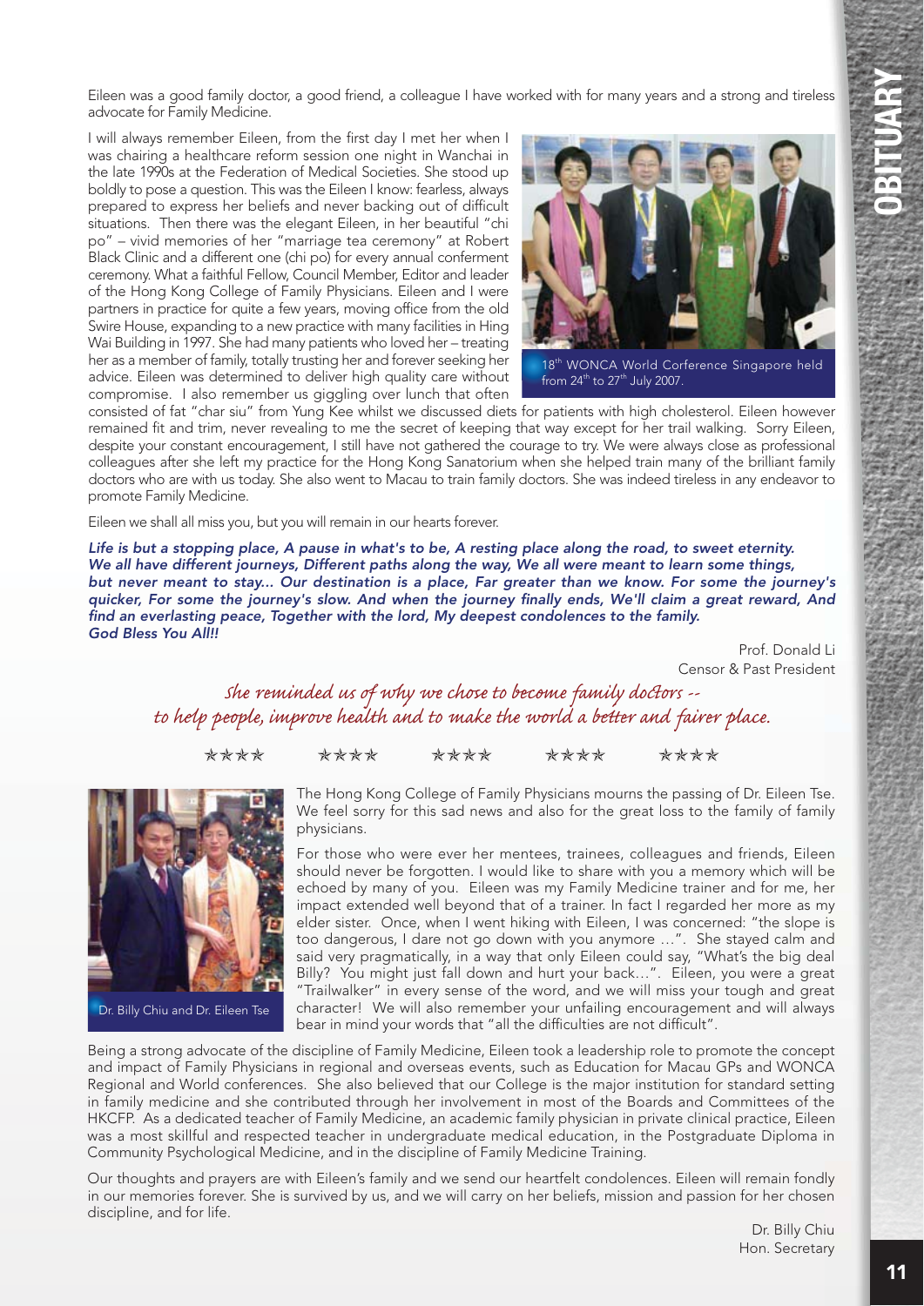Eileen was a good family doctor, a good friend, a colleague I have worked with for many years and a strong and tireless advocate for Family Medicine.

I will always remember Eileen, from the first day I met her when I was chairing a healthcare reform session one night in Wanchai in the late 1990s at the Federation of Medical Societies. She stood up boldly to pose a question. This was the Eileen I know: fearless, always prepared to express her beliefs and never backing out of difficult situations. Then there was the elegant Eileen, in her beautiful "chi po" – vivid memories of her "marriage tea ceremony" at Robert Black Clinic and a different one (chi po) for every annual conferment ceremony. What a faithful Fellow, Council Member, Editor and leader of the Hong Kong College of Family Physicians. Eileen and I were partners in practice for quite a few years, moving office from the old Swire House, expanding to a new practice with many facilities in Hing Wai Building in 1997. She had many patients who loved her – treating her as a member of family, totally trusting her and forever seeking her advice. Eileen was determined to deliver high quality care without compromise. I also remember us giggling over lunch that often consisted of fat "char siu" from Yung Kee whilst we discussed diets for patients with high cholesterol. Eileen however remained fit and trim, never revealing to me the secret of keeping that way except for her trail walking. Sorry Eileen, despite your constant encouragement, I still have not gathered the courage to try. We were always close as professional colleagues after she left my practice for the Hong Kong Sanatorium when she helped train many of the brilliant family doctors who are with us today. She also went to Macau to train family doctors. She was indeed tireless in any endeavor to promote Family Medicine.

18th WONCA World Conference Singapore held from 24th to 27th July 2007.

Eileen we shall all miss you, but you will remain in our hearts forever.

***Life is but a stopping place, A pause in what's to be, A resting place along the road, to sweet eternity. We all have different journeys, Different paths along the way, We all were meant to learn some things, but never meant to stay... Our destination is a place, Far greater than we know. For some the journey's quicker, For some the journey's slow. And when the journey finally ends, We'll claim a great reward, And find an everlasting peace, Together with the lord, My deepest condolences to the family. God Bless You All!!***

Prof. Donald Li
Censor & Past President

*She reminded us of why we chose to become family doctors -- to help people, improve health and to make the world a better and fairer place.*

✯✯✯✯ ✯✯✯✯ ✯✯✯✯ ✯✯✯✯ ✯✯✯✯

The Hong Kong College of Family Physicians mourns the passing of Dr. Eileen Tse. We feel sorry for this sad news and also for the great loss to the family of family physicians.

For those who were ever her mentees, trainees, colleagues and friends, Eileen should never be forgotten. I would like to share with you a memory which will be echoed by many of you. Eileen was my Family Medicine trainer and for me, her impact extended well beyond that of a trainer. In fact I regarded her more as my elder sister. Once, when I went hiking with Eileen, I was concerned: "the slope is too dangerous, I dare not go down with you anymore …". She stayed calm and said very pragmatically, in a way that only Eileen could say, "What's the big deal Billy? You might just fall down and hurt your back…". Eileen, you were a great "Trailwalker" in every sense of the word, and we will miss your tough and great character! We will also remember your unfailing encouragement and will always bear in mind your words that "all the difficulties are not difficult".

Dr. Billy Chiu and Dr. Eileen Tse

Being a strong advocate of the discipline of Family Medicine, Eileen took a leadership role to promote the concept and impact of Family Physicians in regional and overseas events, such as Education for Macau GPs and WONCA Regional and World conferences. She also believed that our College is the major institution for standard setting in family medicine and she contributed through her involvement in most of the Boards and Committees of the HKCFP. As a dedicated teacher of Family Medicine, an academic family physician in private clinical practice, Eileen was a most skillful and respected teacher in undergraduate medical education, in the Postgraduate Diploma in Community Psychological Medicine, and in the discipline of Family Medicine Training.

Our thoughts and prayers are with Eileen's family and we send our heartfelt condolences. Eileen will remain fondly in our memories forever. She is survived by us, and we will carry on her beliefs, mission and passion for her chosen discipline, and for life.

Dr. Billy Chiu
Hon. Secretary